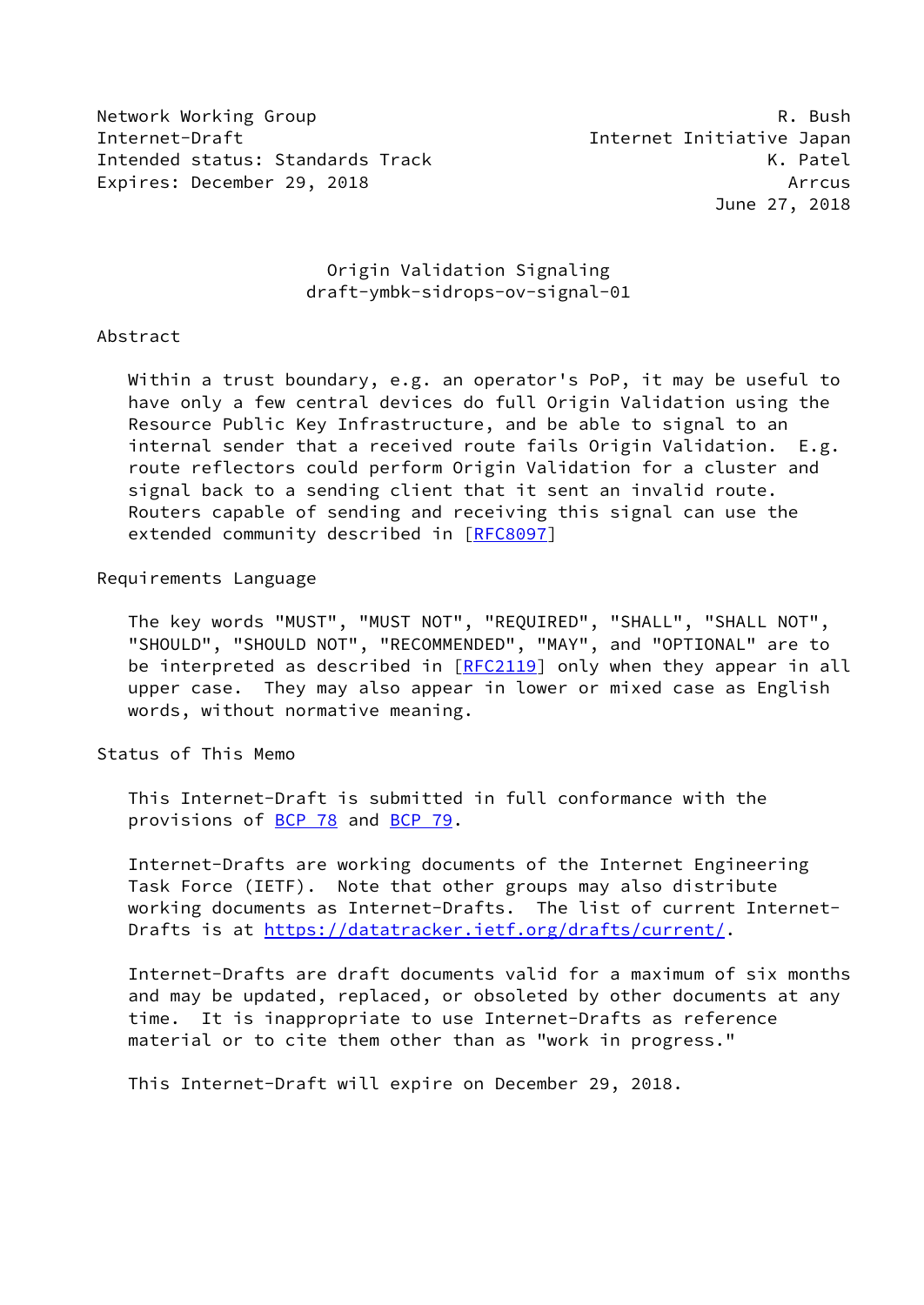Network Working Group R. Bush
Internet-Draft Internet Initiative Japan
Intended status: Standards Track K. Patel
Expires: December 29, 2018 Arrcus
June 27, 2018

# Origin Validation Signaling
## draft-ymbk-sidrops-ov-signal-01

## Abstract

Within a trust boundary, e.g. an operator's PoP, it may be useful to have only a few central devices do full Origin Validation using the Resource Public Key Infrastructure, and be able to signal to an internal sender that a received route fails Origin Validation. E.g. route reflectors could perform Origin Validation for a cluster and signal back to a sending client that it sent an invalid route. Routers capable of sending and receiving this signal can use the extended community described in [RFC8097]

## Requirements Language

The key words "MUST", "MUST NOT", "REQUIRED", "SHALL", "SHALL NOT", "SHOULD", "SHOULD NOT", "RECOMMENDED", "MAY", and "OPTIONAL" are to be interpreted as described in [RFC2119] only when they appear in all upper case. They may also appear in lower or mixed case as English words, without normative meaning.

## Status of This Memo

This Internet-Draft is submitted in full conformance with the provisions of BCP 78 and BCP 79.

Internet-Drafts are working documents of the Internet Engineering Task Force (IETF). Note that other groups may also distribute working documents as Internet-Drafts. The list of current Internet-Drafts is at https://datatracker.ietf.org/drafts/current/.

Internet-Drafts are draft documents valid for a maximum of six months and may be updated, replaced, or obsoleted by other documents at any time. It is inappropriate to use Internet-Drafts as reference material or to cite them other than as "work in progress."

This Internet-Draft will expire on December 29, 2018.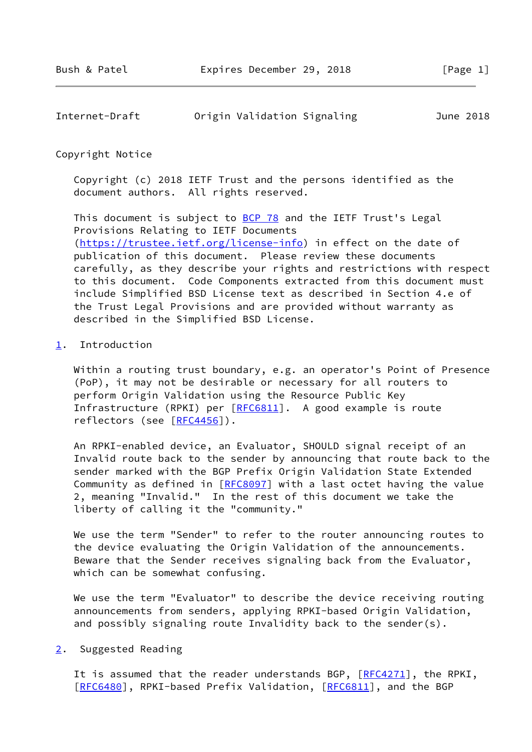## Copyright Notice

Copyright (c) 2018 IETF Trust and the persons identified as the document authors. All rights reserved.

This document is subject to BCP 78 and the IETF Trust's Legal Provisions Relating to IETF Documents (https://trustee.ietf.org/license-info) in effect on the date of publication of this document. Please review these documents carefully, as they describe your rights and restrictions with respect to this document. Code Components extracted from this document must include Simplified BSD License text as described in Section 4.e of the Trust Legal Provisions and are provided without warranty as described in the Simplified BSD License.

## 1. Introduction

Within a routing trust boundary, e.g. an operator's Point of Presence (PoP), it may not be desirable or necessary for all routers to perform Origin Validation using the Resource Public Key Infrastructure (RPKI) per [RFC6811]. A good example is route reflectors (see [RFC4456]).

An RPKI-enabled device, an Evaluator, SHOULD signal receipt of an Invalid route back to the sender by announcing that route back to the sender marked with the BGP Prefix Origin Validation State Extended Community as defined in [RFC8097] with a last octet having the value 2, meaning "Invalid." In the rest of this document we take the liberty of calling it the "community."

We use the term "Sender" to refer to the router announcing routes to the device evaluating the Origin Validation of the announcements. Beware that the Sender receives signaling back from the Evaluator, which can be somewhat confusing.

We use the term "Evaluator" to describe the device receiving routing announcements from senders, applying RPKI-based Origin Validation, and possibly signaling route Invalidity back to the sender(s).

## 2. Suggested Reading

It is assumed that the reader understands BGP, [RFC4271], the RPKI, [RFC6480], RPKI-based Prefix Validation, [RFC6811], and the BGP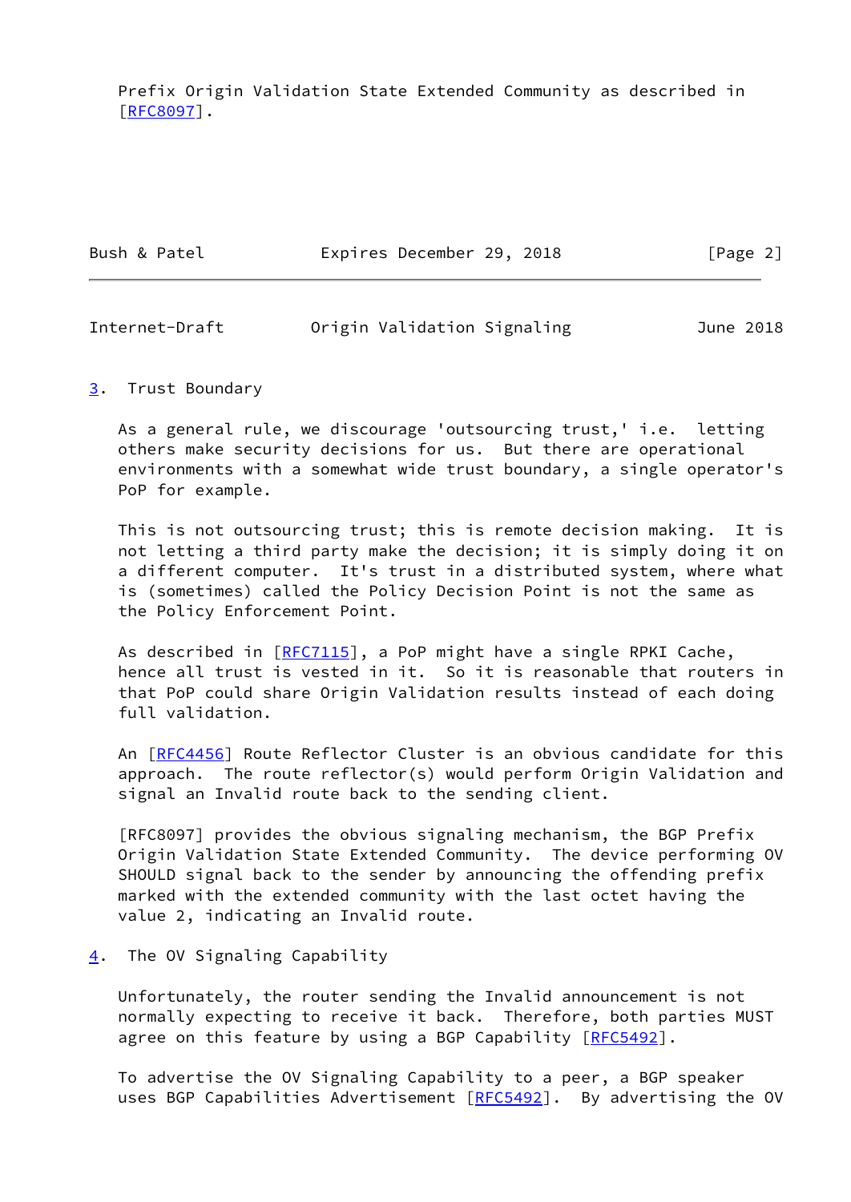Prefix Origin Validation State Extended Community as described in [RFC8097].

## 3. Trust Boundary

As a general rule, we discourage 'outsourcing trust,' i.e. letting others make security decisions for us. But there are operational environments with a somewhat wide trust boundary, a single operator's PoP for example.

This is not outsourcing trust; this is remote decision making. It is not letting a third party make the decision; it is simply doing it on a different computer. It's trust in a distributed system, where what is (sometimes) called the Policy Decision Point is not the same as the Policy Enforcement Point.

As described in [RFC7115], a PoP might have a single RPKI Cache, hence all trust is vested in it. So it is reasonable that routers in that PoP could share Origin Validation results instead of each doing full validation.

An [RFC4456] Route Reflector Cluster is an obvious candidate for this approach. The route reflector(s) would perform Origin Validation and signal an Invalid route back to the sending client.

[RFC8097] provides the obvious signaling mechanism, the BGP Prefix Origin Validation State Extended Community. The device performing OV SHOULD signal back to the sender by announcing the offending prefix marked with the extended community with the last octet having the value 2, indicating an Invalid route.

## 4. The OV Signaling Capability

Unfortunately, the router sending the Invalid announcement is not normally expecting to receive it back. Therefore, both parties MUST agree on this feature by using a BGP Capability [RFC5492].

To advertise the OV Signaling Capability to a peer, a BGP speaker uses BGP Capabilities Advertisement [RFC5492]. By advertising the OV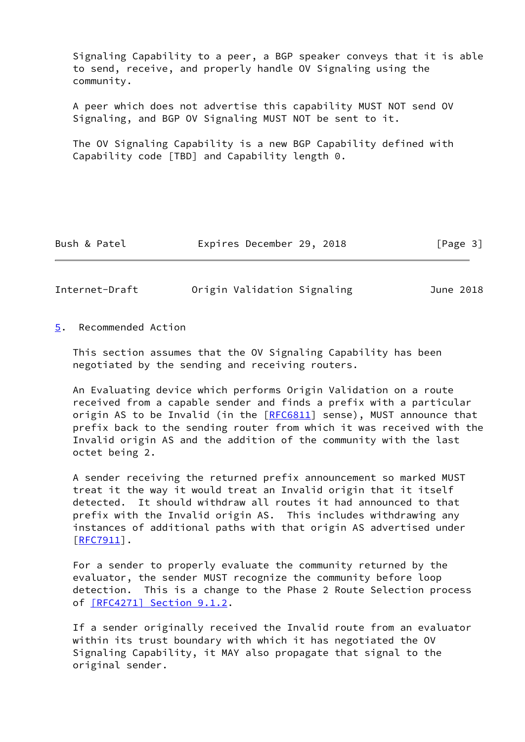Signaling Capability to a peer, a BGP speaker conveys that it is able to send, receive, and properly handle OV Signaling using the community.

A peer which does not advertise this capability MUST NOT send OV Signaling, and BGP OV Signaling MUST NOT be sent to it.

The OV Signaling Capability is a new BGP Capability defined with Capability code [TBD] and Capability length 0.

## 5. Recommended Action

This section assumes that the OV Signaling Capability has been negotiated by the sending and receiving routers.

An Evaluating device which performs Origin Validation on a route received from a capable sender and finds a prefix with a particular origin AS to be Invalid (in the [RFC6811] sense), MUST announce that prefix back to the sending router from which it was received with the Invalid origin AS and the addition of the community with the last octet being 2.

A sender receiving the returned prefix announcement so marked MUST treat it the way it would treat an Invalid origin that it itself detected. It should withdraw all routes it had announced to that prefix with the Invalid origin AS. This includes withdrawing any instances of additional paths with that origin AS advertised under [RFC7911].

For a sender to properly evaluate the community returned by the evaluator, the sender MUST recognize the community before loop detection. This is a change to the Phase 2 Route Selection process of [RFC4271] Section 9.1.2.

If a sender originally received the Invalid route from an evaluator within its trust boundary with which it has negotiated the OV Signaling Capability, it MAY also propagate that signal to the original sender.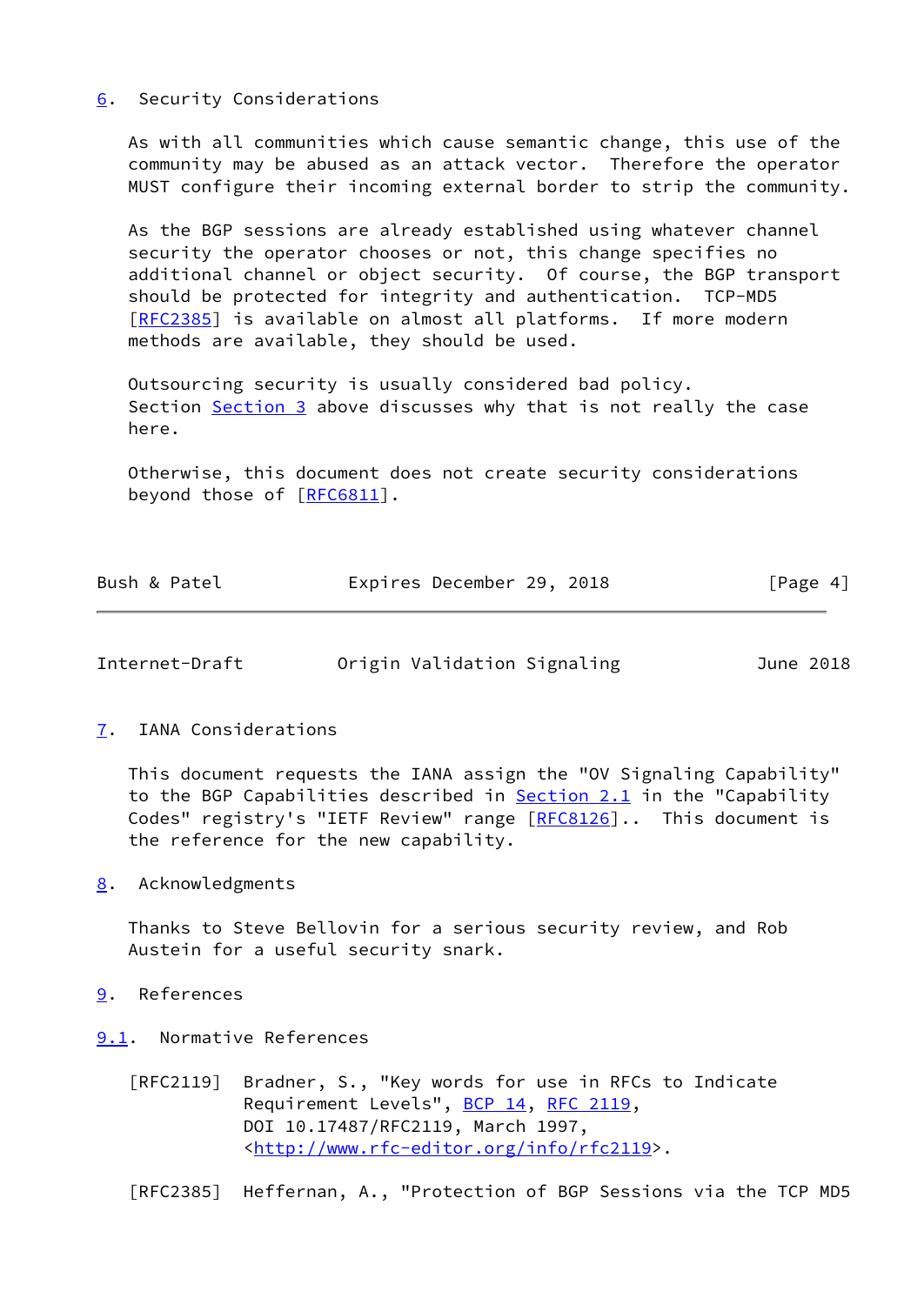## 6. Security Considerations

As with all communities which cause semantic change, this use of the community may be abused as an attack vector. Therefore the operator MUST configure their incoming external border to strip the community.

As the BGP sessions are already established using whatever channel security the operator chooses or not, this change specifies no additional channel or object security. Of course, the BGP transport should be protected for integrity and authentication. TCP-MD5 [RFC2385] is available on almost all platforms. If more modern methods are available, they should be used.

Outsourcing security is usually considered bad policy. Section Section 3 above discusses why that is not really the case here.

Otherwise, this document does not create security considerations beyond those of [RFC6811].

## 7. IANA Considerations

This document requests the IANA assign the "OV Signaling Capability" to the BGP Capabilities described in Section 2.1 in the "Capability Codes" registry's "IETF Review" range [RFC8126].. This document is the reference for the new capability.

## 8. Acknowledgments

Thanks to Steve Bellovin for a serious security review, and Rob Austein for a useful security snark.

## 9. References

### 9.1. Normative References

[RFC2119] Bradner, S., "Key words for use in RFCs to Indicate Requirement Levels", BCP 14, RFC 2119, DOI 10.17487/RFC2119, March 1997, <http://www.rfc-editor.org/info/rfc2119>.

[RFC2385] Heffernan, A., "Protection of BGP Sessions via the TCP MD5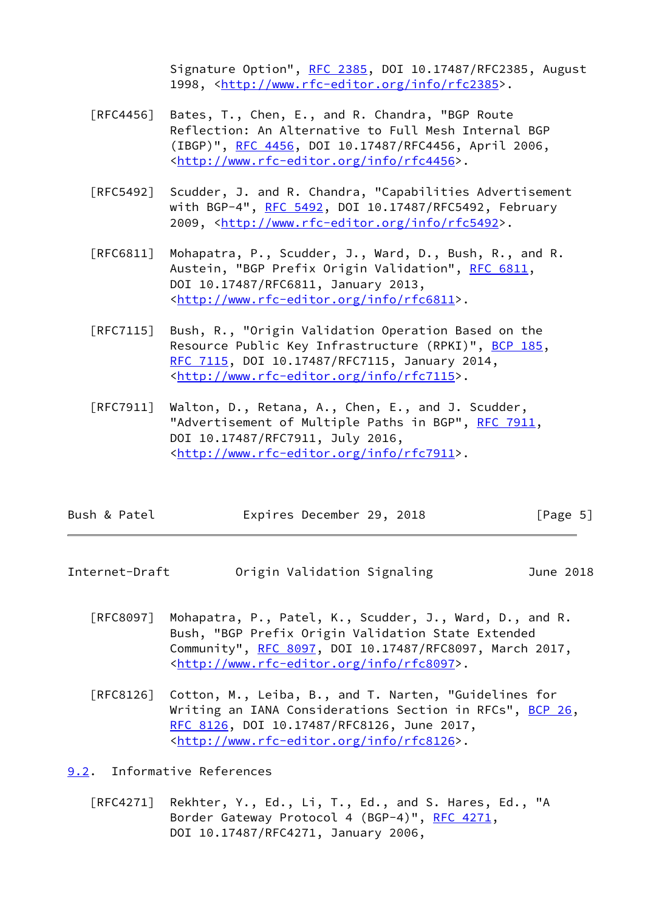Signature Option", RFC 2385, DOI 10.17487/RFC2385, August 1998, <http://www.rfc-editor.org/info/rfc2385>.

[RFC4456] Bates, T., Chen, E., and R. Chandra, "BGP Route Reflection: An Alternative to Full Mesh Internal BGP (IBGP)", RFC 4456, DOI 10.17487/RFC4456, April 2006, <http://www.rfc-editor.org/info/rfc4456>.

[RFC5492] Scudder, J. and R. Chandra, "Capabilities Advertisement with BGP-4", RFC 5492, DOI 10.17487/RFC5492, February 2009, <http://www.rfc-editor.org/info/rfc5492>.

[RFC6811] Mohapatra, P., Scudder, J., Ward, D., Bush, R., and R. Austein, "BGP Prefix Origin Validation", RFC 6811, DOI 10.17487/RFC6811, January 2013, <http://www.rfc-editor.org/info/rfc6811>.

[RFC7115] Bush, R., "Origin Validation Operation Based on the Resource Public Key Infrastructure (RPKI)", BCP 185, RFC 7115, DOI 10.17487/RFC7115, January 2014, <http://www.rfc-editor.org/info/rfc7115>.

[RFC7911] Walton, D., Retana, A., Chen, E., and J. Scudder, "Advertisement of Multiple Paths in BGP", RFC 7911, DOI 10.17487/RFC7911, July 2016, <http://www.rfc-editor.org/info/rfc7911>.

[RFC8097] Mohapatra, P., Patel, K., Scudder, J., Ward, D., and R. Bush, "BGP Prefix Origin Validation State Extended Community", RFC 8097, DOI 10.17487/RFC8097, March 2017, <http://www.rfc-editor.org/info/rfc8097>.

[RFC8126] Cotton, M., Leiba, B., and T. Narten, "Guidelines for Writing an IANA Considerations Section in RFCs", BCP 26, RFC 8126, DOI 10.17487/RFC8126, June 2017, <http://www.rfc-editor.org/info/rfc8126>.

## 9.2. Informative References

[RFC4271] Rekhter, Y., Ed., Li, T., Ed., and S. Hares, Ed., "A Border Gateway Protocol 4 (BGP-4)", RFC 4271, DOI 10.17487/RFC4271, January 2006,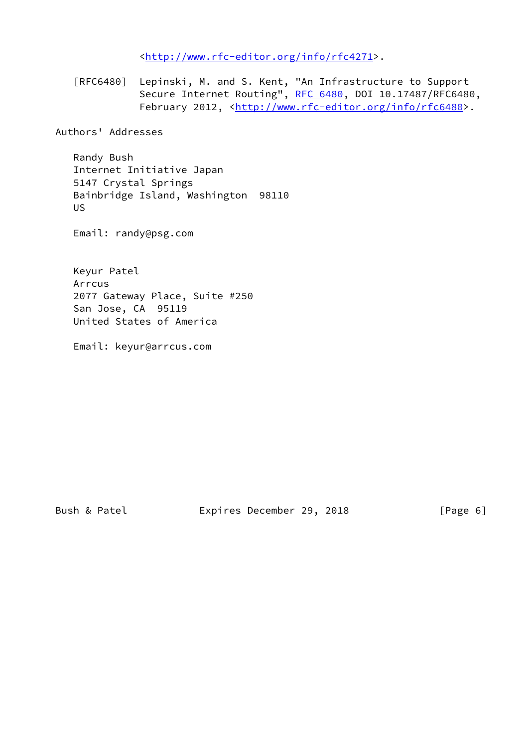<http://www.rfc-editor.org/info/rfc4271>.

[RFC6480] Lepinski, M. and S. Kent, "An Infrastructure to Support Secure Internet Routing", RFC 6480, DOI 10.17487/RFC6480, February 2012, <http://www.rfc-editor.org/info/rfc6480>.

## Authors' Addresses

Randy Bush
Internet Initiative Japan
5147 Crystal Springs
Bainbridge Island, Washington 98110
US

Email: randy@psg.com

Keyur Patel
Arrcus
2077 Gateway Place, Suite #250
San Jose, CA 95119
United States of America

Email: keyur@arrcus.com